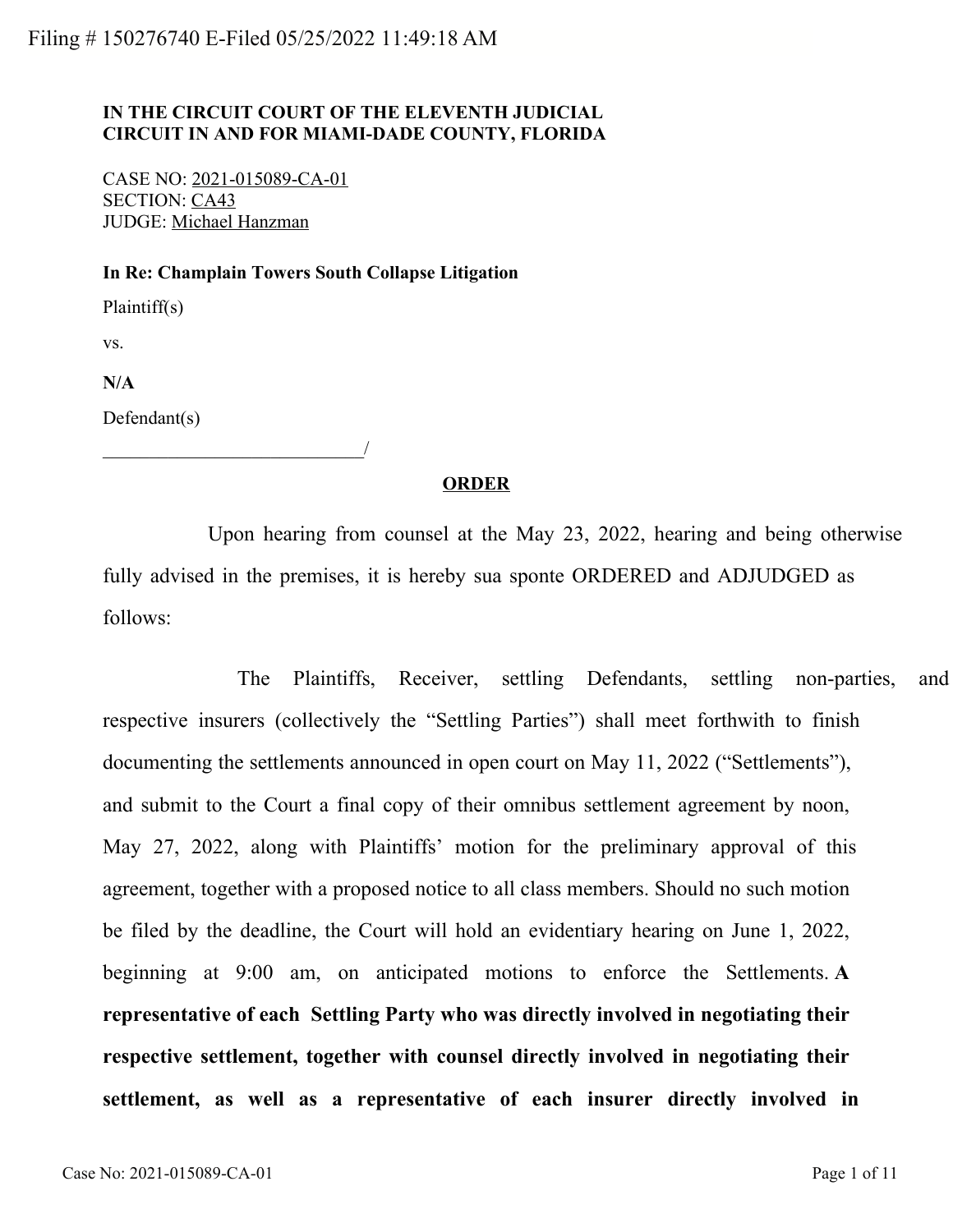Filing # 150276740 E-Filed 05/25/2022 11:49:18 AM

**IN THE CIRCUIT COURT OF THE ELEVENTH JUDICIAL CIRCUIT IN AND FOR MIAMI-DADE COUNTY, FLORIDA**

CASE NO: 2021-015089-CA-01
SECTION: CA43
JUDGE: Michael Hanzman

**In Re: Champlain Towers South Collapse Litigation**

Plaintiff(s)

vs.

**N/A**

Defendant(s)

____________________________/

**ORDER**

Upon hearing from counsel at the May 23, 2022, hearing and being otherwise fully advised in the premises, it is hereby sua sponte ORDERED and ADJUDGED as follows:

The Plaintiffs, Receiver, settling Defendants, settling non-parties, and respective insurers (collectively the "Settling Parties") shall meet forthwith to finish documenting the settlements announced in open court on May 11, 2022 ("Settlements"), and submit to the Court a final copy of their omnibus settlement agreement by noon, May 27, 2022, along with Plaintiffs' motion for the preliminary approval of this agreement, together with a proposed notice to all class members. Should no such motion be filed by the deadline, the Court will hold an evidentiary hearing on June 1, 2022, beginning at 9:00 am, on anticipated motions to enforce the Settlements. **A representative of each Settling Party who was directly involved in negotiating their respective settlement, together with counsel directly involved in negotiating their settlement, as well as a representative of each insurer directly involved in**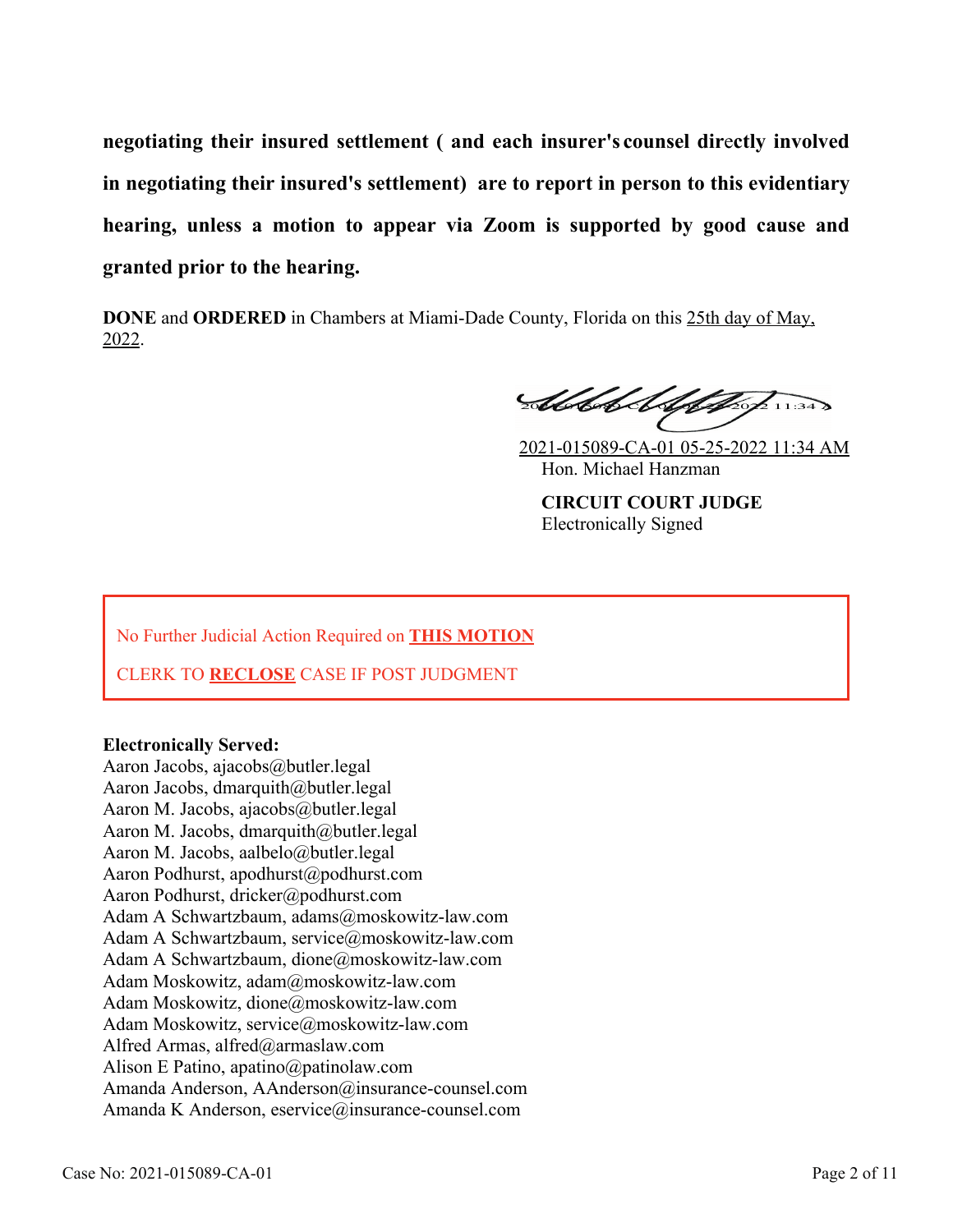**negotiating their insured settlement ( and each insurer's counsel directly involved in negotiating their insured's settlement) are to report in person to this evidentiary hearing, unless a motion to appear via Zoom is supported by good cause and granted prior to the hearing.**

**DONE** and **ORDERED** in Chambers at Miami-Dade County, Florida on this 25th day of May, 2022.

2021-015089-CA-01 05-25-2022 11:34 AM
Hon. Michael Hanzman

**CIRCUIT COURT JUDGE**
Electronically Signed

No Further Judicial Action Required on **THIS MOTION**

CLERK TO **RECLOSE** CASE IF POST JUDGMENT

**Electronically Served:**
Aaron Jacobs, ajacobs@butler.legal
Aaron Jacobs, dmarquith@butler.legal
Aaron M. Jacobs, ajacobs@butler.legal
Aaron M. Jacobs, dmarquith@butler.legal
Aaron M. Jacobs, aalbelo@butler.legal
Aaron Podhurst, apodhurst@podhurst.com
Aaron Podhurst, dricker@podhurst.com
Adam A Schwartzbaum, adams@moskowitz-law.com
Adam A Schwartzbaum, service@moskowitz-law.com
Adam A Schwartzbaum, dione@moskowitz-law.com
Adam Moskowitz, adam@moskowitz-law.com
Adam Moskowitz, dione@moskowitz-law.com
Adam Moskowitz, service@moskowitz-law.com
Alfred Armas, alfred@armaslaw.com
Alison E Patino, apatino@patinolaw.com
Amanda Anderson, AAnderson@insurance-counsel.com
Amanda K Anderson, eservice@insurance-counsel.com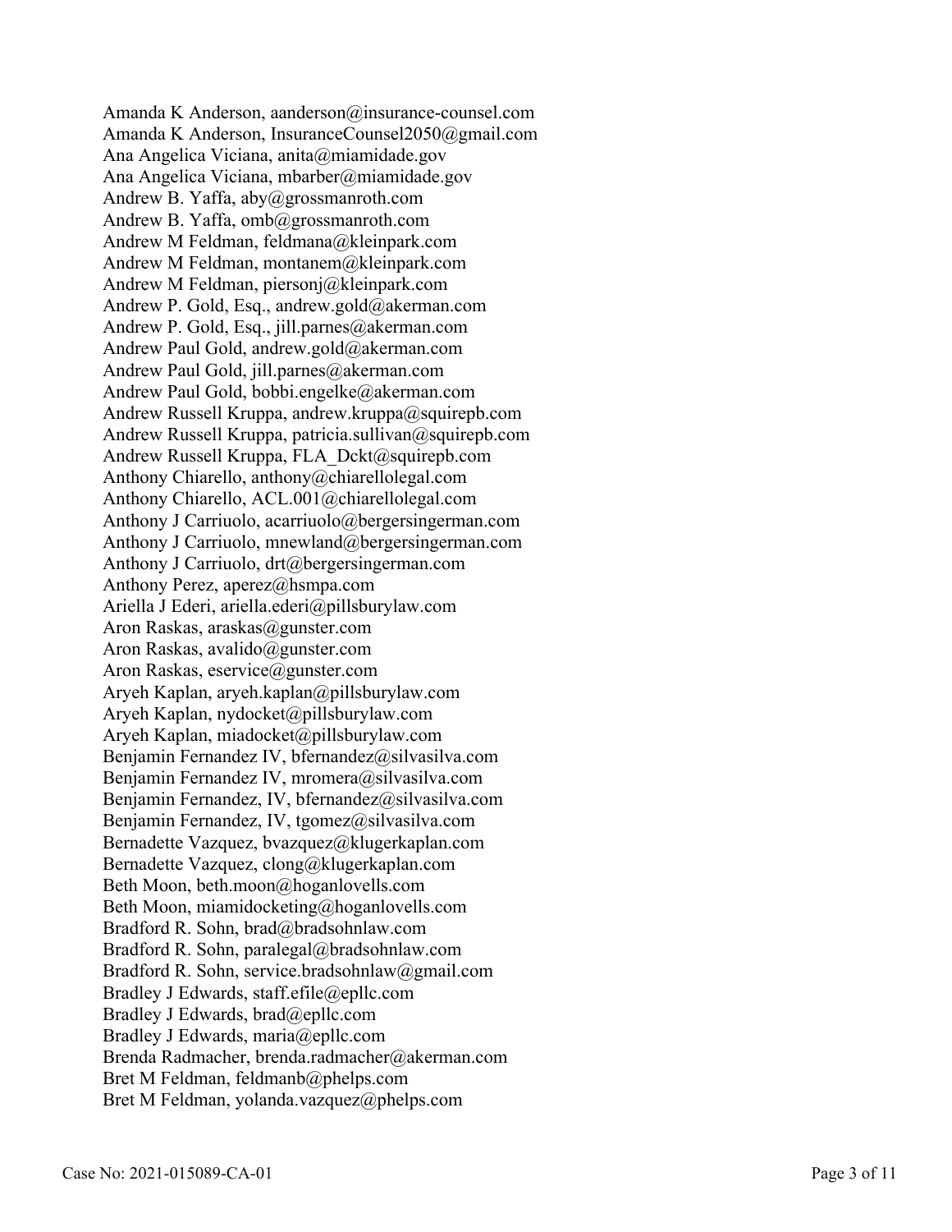Amanda K Anderson, aanderson@insurance-counsel.com
Amanda K Anderson, InsuranceCounsel2050@gmail.com
Ana Angelica Viciana, anita@miamidade.gov
Ana Angelica Viciana, mbarber@miamidade.gov
Andrew B. Yaffa, aby@grossmanroth.com
Andrew B. Yaffa, omb@grossmanroth.com
Andrew M Feldman, feldmana@kleinpark.com
Andrew M Feldman, montanem@kleinpark.com
Andrew M Feldman, piersonj@kleinpark.com
Andrew P. Gold, Esq., andrew.gold@akerman.com
Andrew P. Gold, Esq., jill.parnes@akerman.com
Andrew Paul Gold, andrew.gold@akerman.com
Andrew Paul Gold, jill.parnes@akerman.com
Andrew Paul Gold, bobbi.engelke@akerman.com
Andrew Russell Kruppa, andrew.kruppa@squirepb.com
Andrew Russell Kruppa, patricia.sullivan@squirepb.com
Andrew Russell Kruppa, FLA_Dckt@squirepb.com
Anthony Chiarello, anthony@chiarellolegal.com
Anthony Chiarello, ACL.001@chiarellolegal.com
Anthony J Carriuolo, acarriuolo@bergersingerman.com
Anthony J Carriuolo, mnewland@bergersingerman.com
Anthony J Carriuolo, drt@bergersingerman.com
Anthony Perez, aperez@hsmpa.com
Ariella J Ederi, ariella.ederi@pillsburylaw.com
Aron Raskas, araskas@gunster.com
Aron Raskas, avalido@gunster.com
Aron Raskas, eservice@gunster.com
Aryeh Kaplan, aryeh.kaplan@pillsburylaw.com
Aryeh Kaplan, nydocket@pillsburylaw.com
Aryeh Kaplan, miadocket@pillsburylaw.com
Benjamin Fernandez IV, bfernandez@silvasilva.com
Benjamin Fernandez IV, mromera@silvasilva.com
Benjamin Fernandez, IV, bfernandez@silvasilva.com
Benjamin Fernandez, IV, tgomez@silvasilva.com
Bernadette Vazquez, bvazquez@klugerkaplan.com
Bernadette Vazquez, clong@klugerkaplan.com
Beth Moon, beth.moon@hoganlovells.com
Beth Moon, miamidocketing@hoganlovells.com
Bradford R. Sohn, brad@bradsohnlaw.com
Bradford R. Sohn, paralegal@bradsohnlaw.com
Bradford R. Sohn, service.bradsohnlaw@gmail.com
Bradley J Edwards, staff.efile@epllc.com
Bradley J Edwards, brad@epllc.com
Bradley J Edwards, maria@epllc.com
Brenda Radmacher, brenda.radmacher@akerman.com
Bret M Feldman, feldmanb@phelps.com
Bret M Feldman, yolanda.vazquez@phelps.com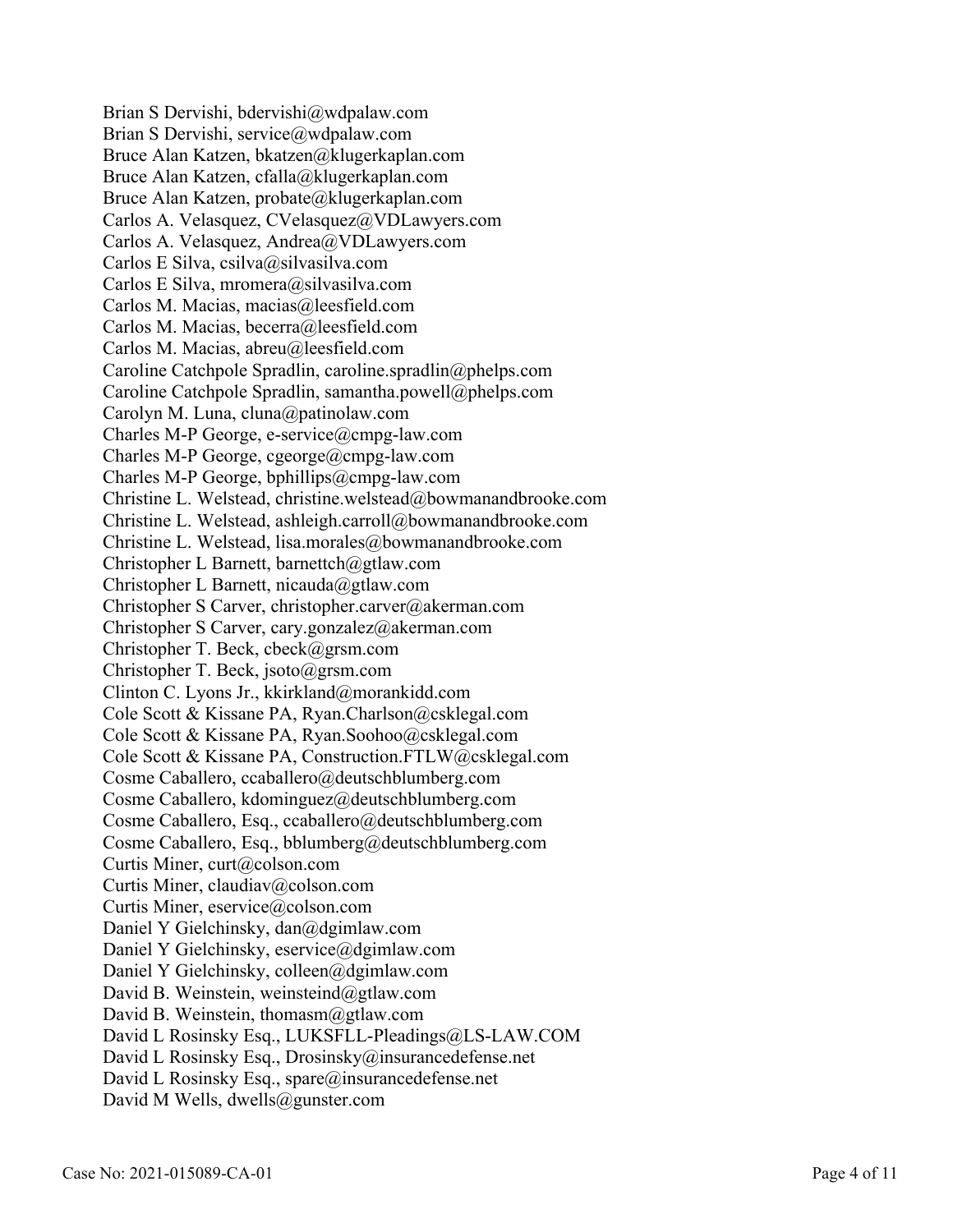Brian S Dervishi, bdervishi@wdpalaw.com
Brian S Dervishi, service@wdpalaw.com
Bruce Alan Katzen, bkatzen@klugerkaplan.com
Bruce Alan Katzen, cfalla@klugerkaplan.com
Bruce Alan Katzen, probate@klugerkaplan.com
Carlos A. Velasquez, CVelasquez@VDLawyers.com
Carlos A. Velasquez, Andrea@VDLawyers.com
Carlos E Silva, csilva@silvasilva.com
Carlos E Silva, mromera@silvasilva.com
Carlos M. Macias, macias@leesfield.com
Carlos M. Macias, becerra@leesfield.com
Carlos M. Macias, abreu@leesfield.com
Caroline Catchpole Spradlin, caroline.spradlin@phelps.com
Caroline Catchpole Spradlin, samantha.powell@phelps.com
Carolyn M. Luna, cluna@patinolaw.com
Charles M-P George, e-service@cmpg-law.com
Charles M-P George, cgeorge@cmpg-law.com
Charles M-P George, bphillips@cmpg-law.com
Christine L. Welstead, christine.welstead@bowmanandbrooke.com
Christine L. Welstead, ashleigh.carroll@bowmanandbrooke.com
Christine L. Welstead, lisa.morales@bowmanandbrooke.com
Christopher L Barnett, barnettch@gtlaw.com
Christopher L Barnett, nicauda@gtlaw.com
Christopher S Carver, christopher.carver@akerman.com
Christopher S Carver, cary.gonzalez@akerman.com
Christopher T. Beck, cbeck@grsm.com
Christopher T. Beck, jsoto@grsm.com
Clinton C. Lyons Jr., kkirkland@morankidd.com
Cole Scott & Kissane PA, Ryan.Charlson@csklegal.com
Cole Scott & Kissane PA, Ryan.Soohoo@csklegal.com
Cole Scott & Kissane PA, Construction.FTLW@csklegal.com
Cosme Caballero, ccaballero@deutschblumberg.com
Cosme Caballero, kdominguez@deutschblumberg.com
Cosme Caballero, Esq., ccaballero@deutschblumberg.com
Cosme Caballero, Esq., bblumberg@deutschblumberg.com
Curtis Miner, curt@colson.com
Curtis Miner, claudiav@colson.com
Curtis Miner, eservice@colson.com
Daniel Y Gielchinsky, dan@dgimlaw.com
Daniel Y Gielchinsky, eservice@dgimlaw.com
Daniel Y Gielchinsky, colleen@dgimlaw.com
David B. Weinstein, weinsteind@gtlaw.com
David B. Weinstein, thomasm@gtlaw.com
David L Rosinsky Esq., LUKSFLL-Pleadings@LS-LAW.COM
David L Rosinsky Esq., Drosinsky@insurancedefense.net
David L Rosinsky Esq., spare@insurancedefense.net
David M Wells, dwells@gunster.com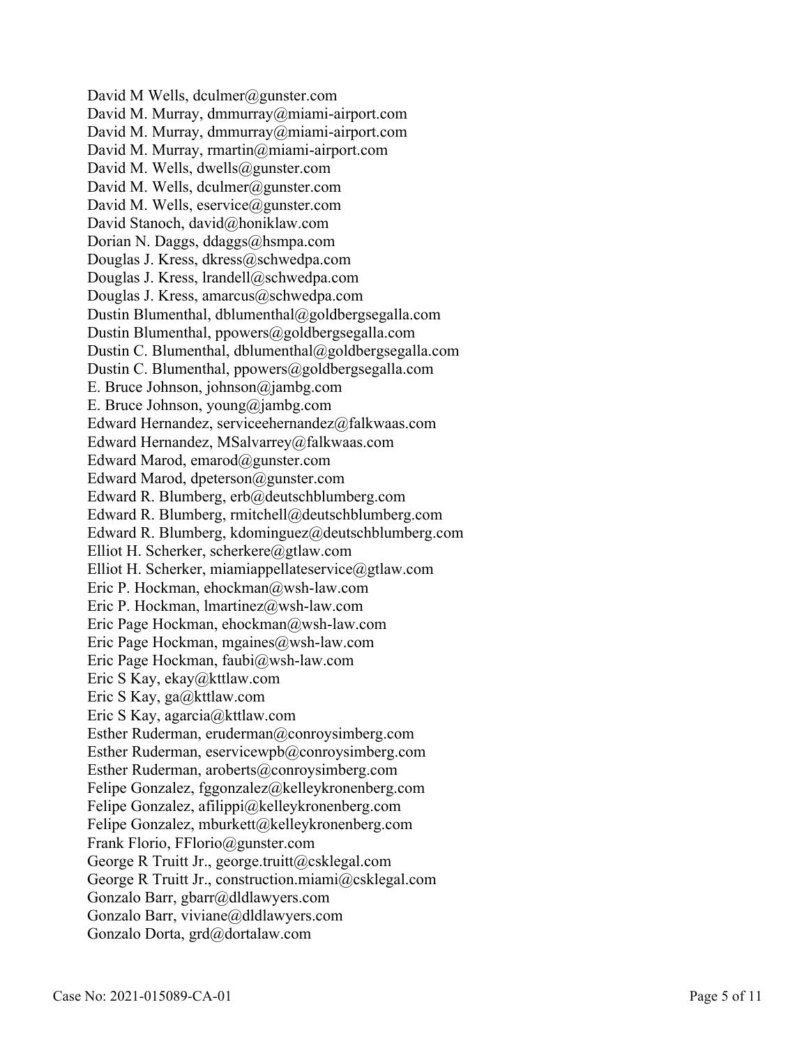David M Wells, dculmer@gunster.com
David M. Murray, dmmurray@miami-airport.com
David M. Murray, dmmurray@miami-airport.com
David M. Murray, rmartin@miami-airport.com
David M. Wells, dwells@gunster.com
David M. Wells, dculmer@gunster.com
David M. Wells, eservice@gunster.com
David Stanoch, david@honiklaw.com
Dorian N. Daggs, ddaggs@hsmpa.com
Douglas J. Kress, dkress@schwedpa.com
Douglas J. Kress, lrandell@schwedpa.com
Douglas J. Kress, amarcus@schwedpa.com
Dustin Blumenthal, dblumenthal@goldbergsegalla.com
Dustin Blumenthal, ppowers@goldbergsegalla.com
Dustin C. Blumenthal, dblumenthal@goldbergsegalla.com
Dustin C. Blumenthal, ppowers@goldbergsegalla.com
E. Bruce Johnson, johnson@jambg.com
E. Bruce Johnson, young@jambg.com
Edward Hernandez, serviceehernandez@falkwaas.com
Edward Hernandez, MSalvarrey@falkwaas.com
Edward Marod, emarod@gunster.com
Edward Marod, dpeterson@gunster.com
Edward R. Blumberg, erb@deutschblumberg.com
Edward R. Blumberg, rmitchell@deutschblumberg.com
Edward R. Blumberg, kdominguez@deutschblumberg.com
Elliot H. Scherker, scherkere@gtlaw.com
Elliot H. Scherker, miamiappellateservice@gtlaw.com
Eric P. Hockman, ehockman@wsh-law.com
Eric P. Hockman, lmartinez@wsh-law.com
Eric Page Hockman, ehockman@wsh-law.com
Eric Page Hockman, mgaines@wsh-law.com
Eric Page Hockman, faubi@wsh-law.com
Eric S Kay, ekay@kttlaw.com
Eric S Kay, ga@kttlaw.com
Eric S Kay, agarcia@kttlaw.com
Esther Ruderman, eruderman@conroysimberg.com
Esther Ruderman, eservicewpb@conroysimberg.com
Esther Ruderman, aroberts@conroysimberg.com
Felipe Gonzalez, fggonzalez@kelleykronenberg.com
Felipe Gonzalez, afilippi@kelleykronenberg.com
Felipe Gonzalez, mburkett@kelleykronenberg.com
Frank Florio, FFlorio@gunster.com
George R Truitt Jr., george.truitt@csklegal.com
George R Truitt Jr., construction.miami@csklegal.com
Gonzalo Barr, gbarr@dldlawyers.com
Gonzalo Barr, viviane@dldlawyers.com
Gonzalo Dorta, grd@dortalaw.com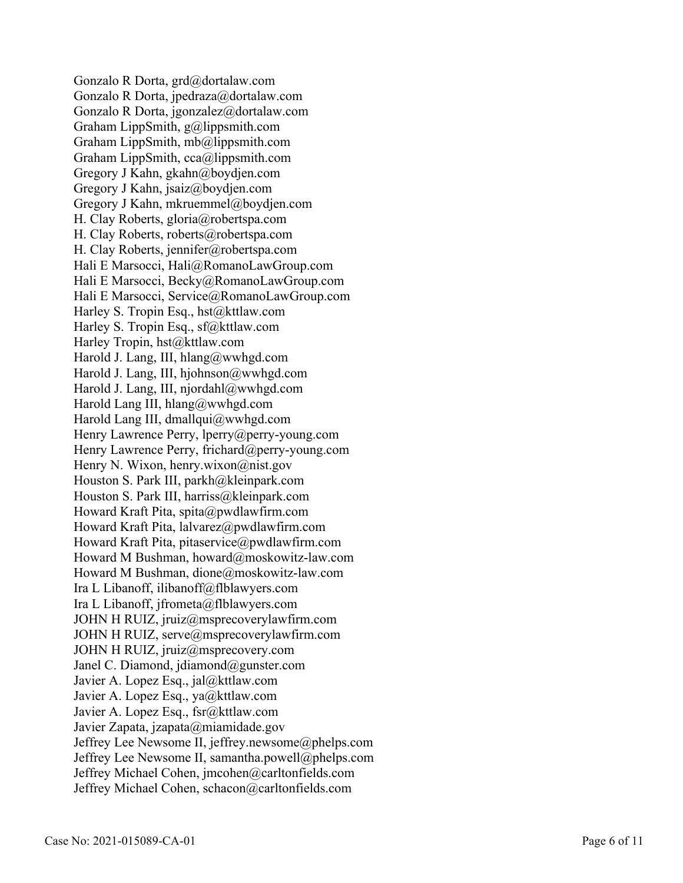Gonzalo R Dorta, grd@dortalaw.com
Gonzalo R Dorta, jpedraza@dortalaw.com
Gonzalo R Dorta, jgonzalez@dortalaw.com
Graham LippSmith, g@lippsmith.com
Graham LippSmith, mb@lippsmith.com
Graham LippSmith, cca@lippsmith.com
Gregory J Kahn, gkahn@boydjen.com
Gregory J Kahn, jsaiz@boydjen.com
Gregory J Kahn, mkruemmel@boydjen.com
H. Clay Roberts, gloria@robertspa.com
H. Clay Roberts, roberts@robertspa.com
H. Clay Roberts, jennifer@robertspa.com
Hali E Marsocci, Hali@RomanoLawGroup.com
Hali E Marsocci, Becky@RomanoLawGroup.com
Hali E Marsocci, Service@RomanoLawGroup.com
Harley S. Tropin Esq., hst@kttlaw.com
Harley S. Tropin Esq., sf@kttlaw.com
Harley Tropin, hst@kttlaw.com
Harold J. Lang, III, hlang@wwhgd.com
Harold J. Lang, III, hjohnson@wwhgd.com
Harold J. Lang, III, njordahl@wwhgd.com
Harold Lang III, hlang@wwhgd.com
Harold Lang III, dmallqui@wwhgd.com
Henry Lawrence Perry, lperry@perry-young.com
Henry Lawrence Perry, frichard@perry-young.com
Henry N. Wixon, henry.wixon@nist.gov
Houston S. Park III, parkh@kleinpark.com
Houston S. Park III, harriss@kleinpark.com
Howard Kraft Pita, spita@pwdlawfirm.com
Howard Kraft Pita, lalvarez@pwdlawfirm.com
Howard Kraft Pita, pitaservice@pwdlawfirm.com
Howard M Bushman, howard@moskowitz-law.com
Howard M Bushman, dione@moskowitz-law.com
Ira L Libanoff, ilibanoff@flblawyers.com
Ira L Libanoff, jfrometa@flblawyers.com
JOHN H RUIZ, jruiz@msprecoverylawfirm.com
JOHN H RUIZ, serve@msprecoverylawfirm.com
JOHN H RUIZ, jruiz@msprecovery.com
Janel C. Diamond, jdiamond@gunster.com
Javier A. Lopez Esq., jal@kttlaw.com
Javier A. Lopez Esq., ya@kttlaw.com
Javier A. Lopez Esq., fsr@kttlaw.com
Javier Zapata, jzapata@miamidade.gov
Jeffrey Lee Newsome II, jeffrey.newsome@phelps.com
Jeffrey Lee Newsome II, samantha.powell@phelps.com
Jeffrey Michael Cohen, jmcohen@carltonfields.com
Jeffrey Michael Cohen, schacon@carltonfields.com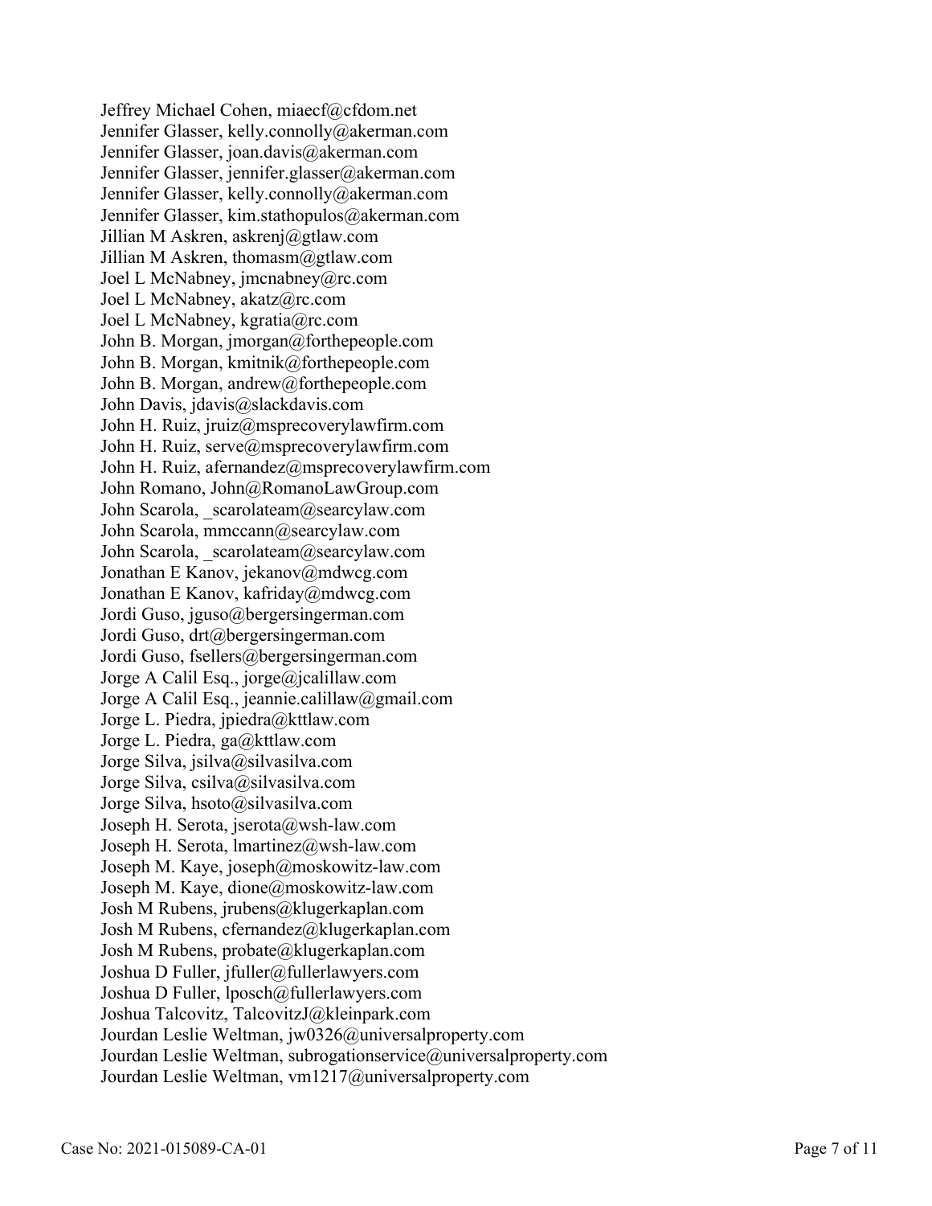Jeffrey Michael Cohen, miaecf@cfdom.net
Jennifer Glasser, kelly.connolly@akerman.com
Jennifer Glasser, joan.davis@akerman.com
Jennifer Glasser, jennifer.glasser@akerman.com
Jennifer Glasser, kelly.connolly@akerman.com
Jennifer Glasser, kim.stathopulos@akerman.com
Jillian M Askren, askrenj@gtlaw.com
Jillian M Askren, thomasm@gtlaw.com
Joel L McNabney, jmcnabney@rc.com
Joel L McNabney, akatz@rc.com
Joel L McNabney, kgratia@rc.com
John B. Morgan, jmorgan@forthepeople.com
John B. Morgan, kmitnik@forthepeople.com
John B. Morgan, andrew@forthepeople.com
John Davis, jdavis@slackdavis.com
John H. Ruiz, jruiz@msprecoverylawfirm.com
John H. Ruiz, serve@msprecoverylawfirm.com
John H. Ruiz, afernandez@msprecoverylawfirm.com
John Romano, John@RomanoLawGroup.com
John Scarola, _scarolateam@searcylaw.com
John Scarola, mmccann@searcylaw.com
John Scarola, _scarolateam@searcylaw.com
Jonathan E Kanov, jekanov@mdwcg.com
Jonathan E Kanov, kafriday@mdwcg.com
Jordi Guso, jguso@bergersingerman.com
Jordi Guso, drt@bergersingerman.com
Jordi Guso, fsellers@bergersingerman.com
Jorge A Calil Esq., jorge@jcalillaw.com
Jorge A Calil Esq., jeannie.calillaw@gmail.com
Jorge L. Piedra, jpiedra@kttlaw.com
Jorge L. Piedra, ga@kttlaw.com
Jorge Silva, jsilva@silvasilva.com
Jorge Silva, csilva@silvasilva.com
Jorge Silva, hsoto@silvasilva.com
Joseph H. Serota, jserota@wsh-law.com
Joseph H. Serota, lmartinez@wsh-law.com
Joseph M. Kaye, joseph@moskowitz-law.com
Joseph M. Kaye, dione@moskowitz-law.com
Josh M Rubens, jrubens@klugerkaplan.com
Josh M Rubens, cfernandez@klugerkaplan.com
Josh M Rubens, probate@klugerkaplan.com
Joshua D Fuller, jfuller@fullerlawyers.com
Joshua D Fuller, lposch@fullerlawyers.com
Joshua Talcovitz, TalcovitzJ@kleinpark.com
Jourdan Leslie Weltman, jw0326@universalproperty.com
Jourdan Leslie Weltman, subrogationservice@universalproperty.com
Jourdan Leslie Weltman, vm1217@universalproperty.com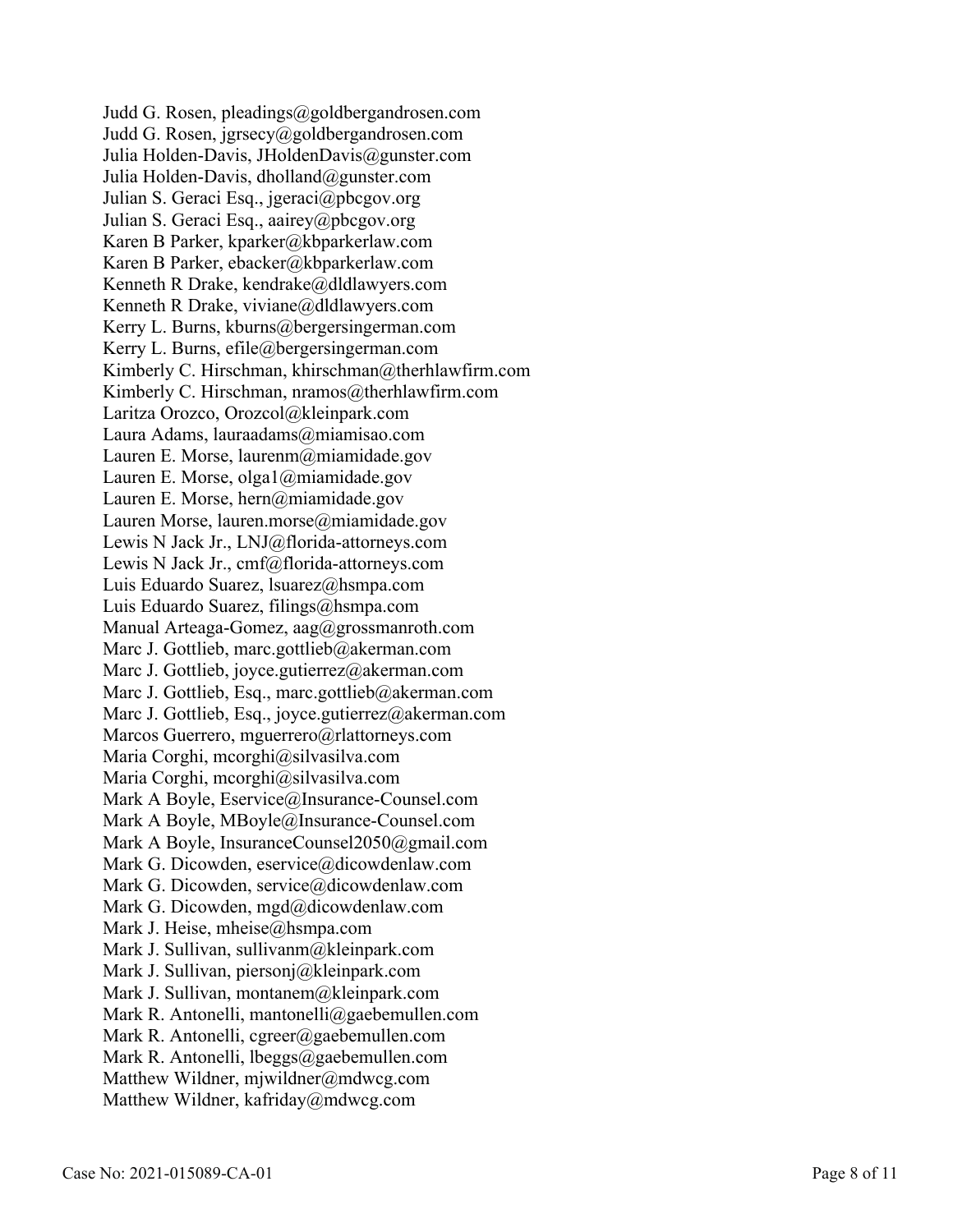Judd G. Rosen, pleadings@goldbergandrosen.com  
Judd G. Rosen, jgrsecy@goldbergandrosen.com  
Julia Holden-Davis, JHoldenDavis@gunster.com  
Julia Holden-Davis, dholland@gunster.com  
Julian S. Geraci Esq., jgeraci@pbcgov.org  
Julian S. Geraci Esq., aairey@pbcgov.org  
Karen B Parker, kparker@kbparkerlaw.com  
Karen B Parker, ebacker@kbparkerlaw.com  
Kenneth R Drake, kendrake@dldlawyers.com  
Kenneth R Drake, viviane@dldlawyers.com  
Kerry L. Burns, kburns@bergersingerman.com  
Kerry L. Burns, efile@bergersingerman.com  
Kimberly C. Hirschman, khirschman@therhlawfirm.com  
Kimberly C. Hirschman, nramos@therhlawfirm.com  
Laritza Orozco, Orozcol@kleinpark.com  
Laura Adams, lauraadams@miamisao.com  
Lauren E. Morse, laurenm@miamidade.gov  
Lauren E. Morse, olga1@miamidade.gov  
Lauren E. Morse, hern@miamidade.gov  
Lauren Morse, lauren.morse@miamidade.gov  
Lewis N Jack Jr., LNJ@florida-attorneys.com  
Lewis N Jack Jr., cmf@florida-attorneys.com  
Luis Eduardo Suarez, lsuarez@hsmpa.com  
Luis Eduardo Suarez, filings@hsmpa.com  
Manual Arteaga-Gomez, aag@grossmanroth.com  
Marc J. Gottlieb, marc.gottlieb@akerman.com  
Marc J. Gottlieb, joyce.gutierrez@akerman.com  
Marc J. Gottlieb, Esq., marc.gottlieb@akerman.com  
Marc J. Gottlieb, Esq., joyce.gutierrez@akerman.com  
Marcos Guerrero, mguerrero@rlattorneys.com  
Maria Corghi, mcorghi@silvasilva.com  
Maria Corghi, mcorghi@silvasilva.com  
Mark A Boyle, Eservice@Insurance-Counsel.com  
Mark A Boyle, MBoyle@Insurance-Counsel.com  
Mark A Boyle, InsuranceCounsel2050@gmail.com  
Mark G. Dicowden, eservice@dicowdenlaw.com  
Mark G. Dicowden, service@dicowdenlaw.com  
Mark G. Dicowden, mgd@dicowdenlaw.com  
Mark J. Heise, mheise@hsmpa.com  
Mark J. Sullivan, sullivanm@kleinpark.com  
Mark J. Sullivan, piersonj@kleinpark.com  
Mark J. Sullivan, montanem@kleinpark.com  
Mark R. Antonelli, mantonelli@gaebemullen.com  
Mark R. Antonelli, cgreer@gaebemullen.com  
Mark R. Antonelli, lbeggs@gaebemullen.com  
Matthew Wildner, mjwildner@mdwcg.com  
Matthew Wildner, kafriday@mdwcg.com

Case No: 2021-015089-CA-01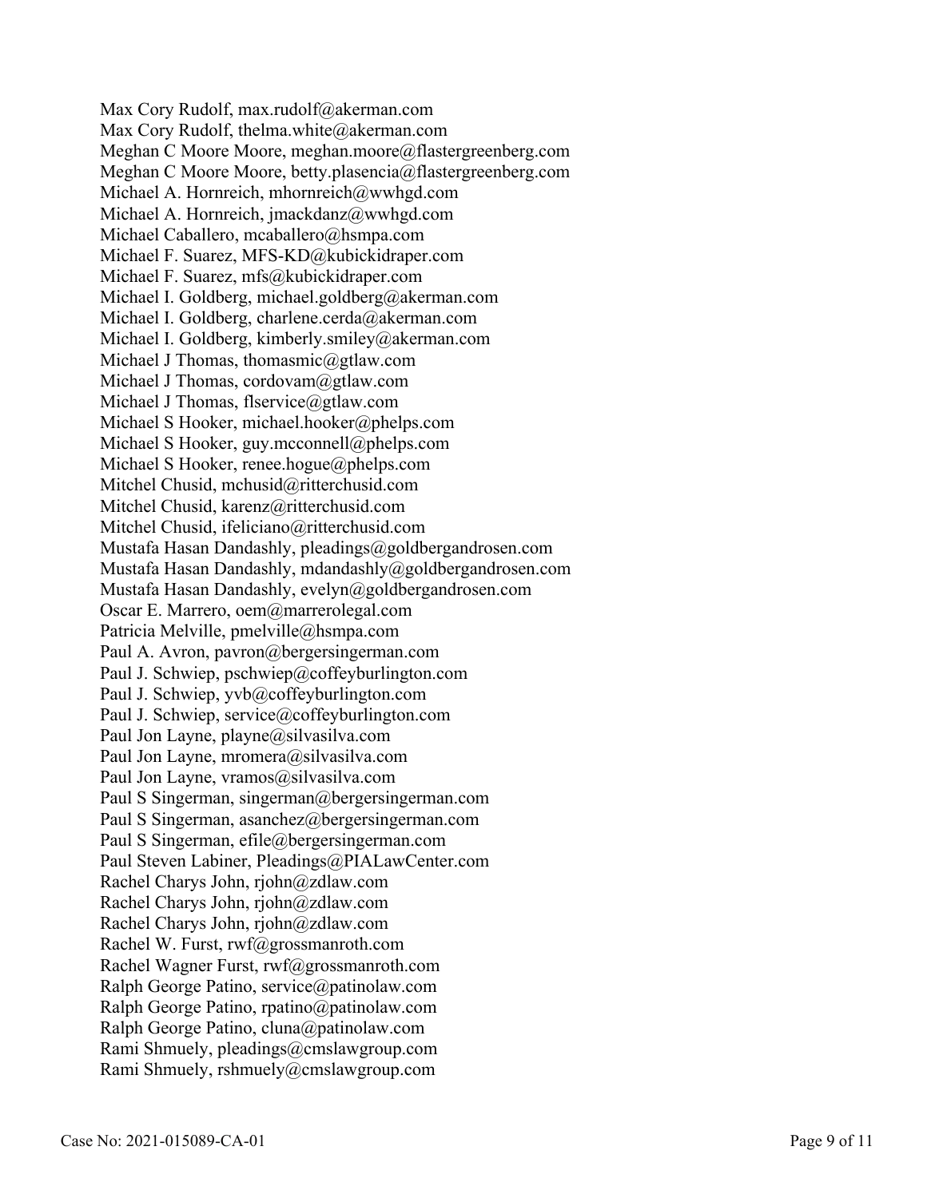Max Cory Rudolf, max.rudolf@akerman.com
Max Cory Rudolf, thelma.white@akerman.com
Meghan C Moore Moore, meghan.moore@flastergreenberg.com
Meghan C Moore Moore, betty.plasencia@flastergreenberg.com
Michael A. Hornreich, mhornreich@wwhgd.com
Michael A. Hornreich, jmackdanz@wwhgd.com
Michael Caballero, mcaballero@hsmpa.com
Michael F. Suarez, MFS-KD@kubickidraper.com
Michael F. Suarez, mfs@kubickidraper.com
Michael I. Goldberg, michael.goldberg@akerman.com
Michael I. Goldberg, charlene.cerda@akerman.com
Michael I. Goldberg, kimberly.smiley@akerman.com
Michael J Thomas, thomasmic@gtlaw.com
Michael J Thomas, cordovam@gtlaw.com
Michael J Thomas, flservice@gtlaw.com
Michael S Hooker, michael.hooker@phelps.com
Michael S Hooker, guy.mcconnell@phelps.com
Michael S Hooker, renee.hogue@phelps.com
Mitchel Chusid, mchusid@ritterchusid.com
Mitchel Chusid, karenz@ritterchusid.com
Mitchel Chusid, ifeliciano@ritterchusid.com
Mustafa Hasan Dandashly, pleadings@goldbergandrosen.com
Mustafa Hasan Dandashly, mdandashly@goldbergandrosen.com
Mustafa Hasan Dandashly, evelyn@goldbergandrosen.com
Oscar E. Marrero, oem@marrerolegal.com
Patricia Melville, pmelville@hsmpa.com
Paul A. Avron, pavron@bergersingerman.com
Paul J. Schwiep, pschwiep@coffeyburlington.com
Paul J. Schwiep, yvb@coffeyburlington.com
Paul J. Schwiep, service@coffeyburlington.com
Paul Jon Layne, playne@silvasilva.com
Paul Jon Layne, mromera@silvasilva.com
Paul Jon Layne, vramos@silvasilva.com
Paul S Singerman, singerman@bergersingerman.com
Paul S Singerman, asanchez@bergersingerman.com
Paul S Singerman, efile@bergersingerman.com
Paul Steven Labiner, Pleadings@PIALawCenter.com
Rachel Charys John, rjohn@zdlaw.com
Rachel Charys John, rjohn@zdlaw.com
Rachel Charys John, rjohn@zdlaw.com
Rachel W. Furst, rwf@grossmanroth.com
Rachel Wagner Furst, rwf@grossmanroth.com
Ralph George Patino, service@patinolaw.com
Ralph George Patino, rpatino@patinolaw.com
Ralph George Patino, cluna@patinolaw.com
Rami Shmuely, pleadings@cmslawgroup.com
Rami Shmuely, rshmuely@cmslawgroup.com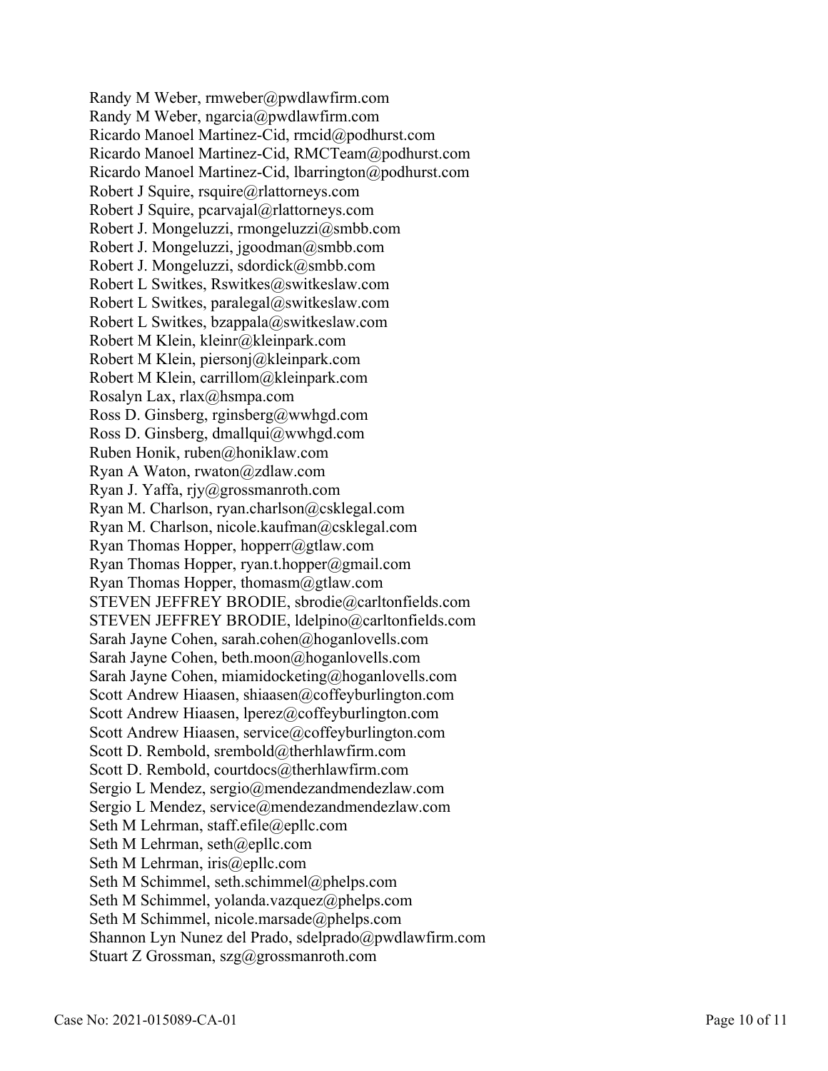Randy M Weber, rmweber@pwdlawfirm.com
Randy M Weber, ngarcia@pwdlawfirm.com
Ricardo Manoel Martinez-Cid, rmcid@podhurst.com
Ricardo Manoel Martinez-Cid, RMCTeam@podhurst.com
Ricardo Manoel Martinez-Cid, lbarrington@podhurst.com
Robert J Squire, rsquire@rlattorneys.com
Robert J Squire, pcarvajal@rlattorneys.com
Robert J. Mongeluzzi, rmongeluzzi@smbb.com
Robert J. Mongeluzzi, jgoodman@smbb.com
Robert J. Mongeluzzi, sdordick@smbb.com
Robert L Switkes, Rswitkes@switkeslaw.com
Robert L Switkes, paralegal@switkeslaw.com
Robert L Switkes, bzappala@switkeslaw.com
Robert M Klein, kleinr@kleinpark.com
Robert M Klein, piersonj@kleinpark.com
Robert M Klein, carrillom@kleinpark.com
Rosalyn Lax, rlax@hsmpa.com
Ross D. Ginsberg, rginsberg@wwhgd.com
Ross D. Ginsberg, dmallqui@wwhgd.com
Ruben Honik, ruben@honiklaw.com
Ryan A Waton, rwaton@zdlaw.com
Ryan J. Yaffa, rjy@grossmanroth.com
Ryan M. Charlson, ryan.charlson@csklegal.com
Ryan M. Charlson, nicole.kaufman@csklegal.com
Ryan Thomas Hopper, hopperr@gtlaw.com
Ryan Thomas Hopper, ryan.t.hopper@gmail.com
Ryan Thomas Hopper, thomasm@gtlaw.com
STEVEN JEFFREY BRODIE, sbrodie@carltonfields.com
STEVEN JEFFREY BRODIE, ldelpino@carltonfields.com
Sarah Jayne Cohen, sarah.cohen@hoganlovells.com
Sarah Jayne Cohen, beth.moon@hoganlovells.com
Sarah Jayne Cohen, miamidocketing@hoganlovells.com
Scott Andrew Hiaasen, shiaasen@coffeyburlington.com
Scott Andrew Hiaasen, lperez@coffeyburlington.com
Scott Andrew Hiaasen, service@coffeyburlington.com
Scott D. Rembold, srembold@therhlawfirm.com
Scott D. Rembold, courtdocs@therhlawfirm.com
Sergio L Mendez, sergio@mendezandmendezlaw.com
Sergio L Mendez, service@mendezandmendezlaw.com
Seth M Lehrman, staff.efile@epllc.com
Seth M Lehrman, seth@epllc.com
Seth M Lehrman, iris@epllc.com
Seth M Schimmel, seth.schimmel@phelps.com
Seth M Schimmel, yolanda.vazquez@phelps.com
Seth M Schimmel, nicole.marsade@phelps.com
Shannon Lyn Nunez del Prado, sdelprado@pwdlawfirm.com
Stuart Z Grossman, szg@grossmanroth.com

Case No: 2021-015089-CA-01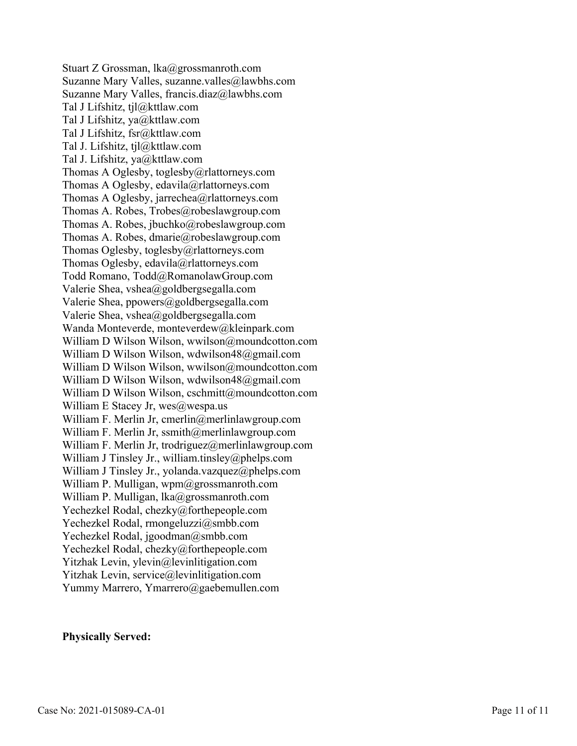Stuart Z Grossman, lka@grossmanroth.com
Suzanne Mary Valles, suzanne.valles@lawbhs.com
Suzanne Mary Valles, francis.diaz@lawbhs.com
Tal J Lifshitz, tjl@kttlaw.com
Tal J Lifshitz, ya@kttlaw.com
Tal J Lifshitz, fsr@kttlaw.com
Tal J. Lifshitz, tjl@kttlaw.com
Tal J. Lifshitz, ya@kttlaw.com
Thomas A Oglesby, toglesby@rlattorneys.com
Thomas A Oglesby, edavila@rlattorneys.com
Thomas A Oglesby, jarrechea@rlattorneys.com
Thomas A. Robes, Trobes@robeslawgroup.com
Thomas A. Robes, jbuchko@robeslawgroup.com
Thomas A. Robes, dmarie@robeslawgroup.com
Thomas Oglesby, toglesby@rlattorneys.com
Thomas Oglesby, edavila@rlattorneys.com
Todd Romano, Todd@RomanolawGroup.com
Valerie Shea, vshea@goldbergsegalla.com
Valerie Shea, ppowers@goldbergsegalla.com
Valerie Shea, vshea@goldbergsegalla.com
Wanda Monteverde, monteverdew@kleinpark.com
William D Wilson Wilson, wwilson@moundcotton.com
William D Wilson Wilson, wdwilson48@gmail.com
William D Wilson Wilson, wwilson@moundcotton.com
William D Wilson Wilson, wdwilson48@gmail.com
William D Wilson Wilson, cschmitt@moundcotton.com
William E Stacey Jr, wes@wespa.us
William F. Merlin Jr, cmerlin@merlinlawgroup.com
William F. Merlin Jr, ssmith@merlinlawgroup.com
William F. Merlin Jr, trodriguez@merlinlawgroup.com
William J Tinsley Jr., william.tinsley@phelps.com
William J Tinsley Jr., yolanda.vazquez@phelps.com
William P. Mulligan, wpm@grossmanroth.com
William P. Mulligan, lka@grossmanroth.com
Yechezkel Rodal, chezky@forthepeople.com
Yechezkel Rodal, rmongeluzzi@smbb.com
Yechezkel Rodal, jgoodman@smbb.com
Yechezkel Rodal, chezky@forthepeople.com
Yitzhak Levin, ylevin@levinlitigation.com
Yitzhak Levin, service@levinlitigation.com
Yummy Marrero, Ymarrero@gaebemullen.com

**Physically Served:**

Case No: 2021-015089-CA-01